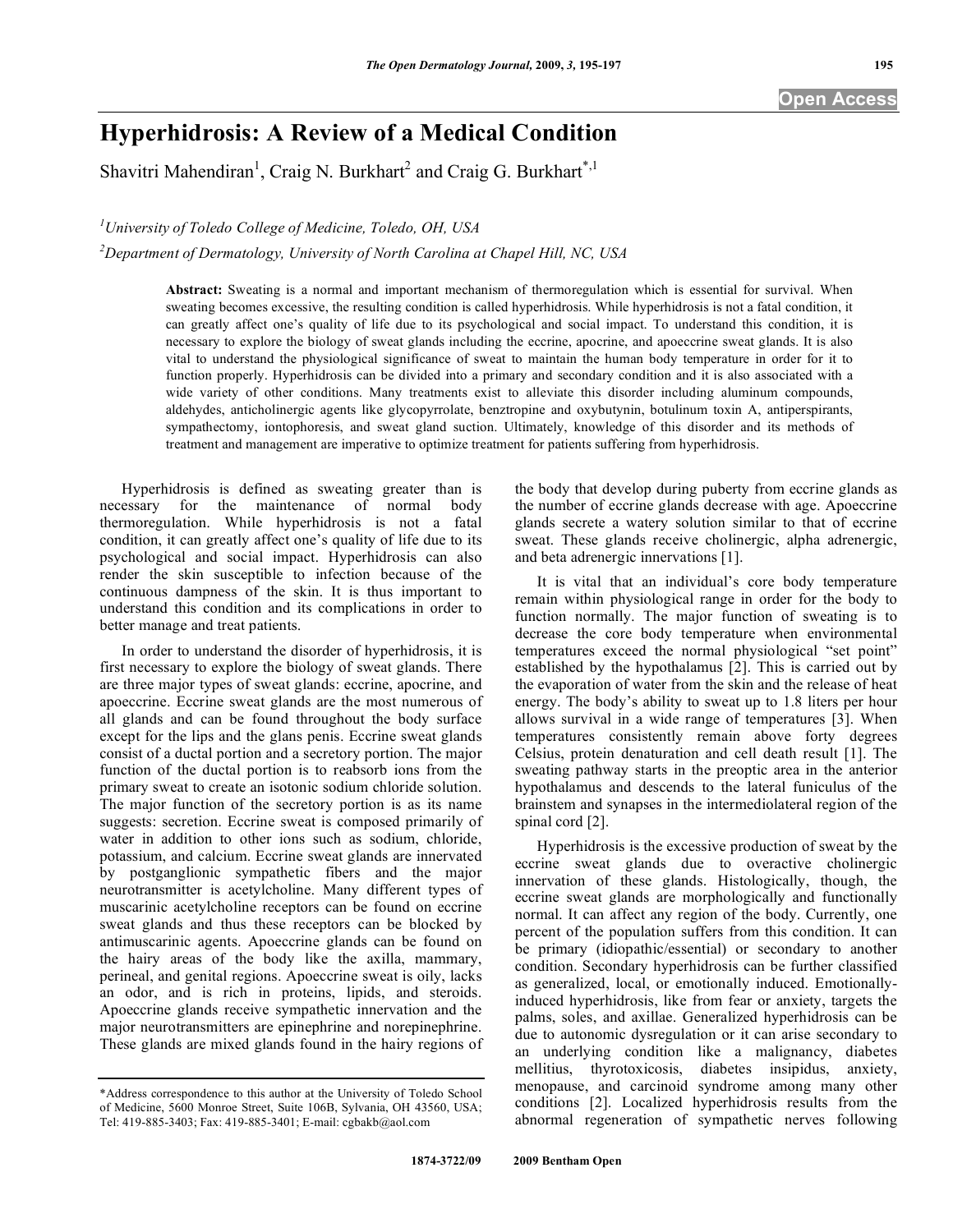# Hyperhidrosis: A Review of a Medical Condition

Shavitri Mahendiran[1], Craig N. Burkhart[2] and Craig G. Burkhart[*,1]

[1]*University of Toledo College of Medicine, Toledo, OH, USA*

[2]*Department of Dermatology, University of North Carolina at Chapel Hill, NC, USA*

**Abstract:** Sweating is a normal and important mechanism of thermoregulation which is essential for survival. When sweating becomes excessive, the resulting condition is called hyperhidrosis. While hyperhidrosis is not a fatal condition, it can greatly affect one's quality of life due to its psychological and social impact. To understand this condition, it is necessary to explore the biology of sweat glands including the eccrine, apocrine, and apoeccrine sweat glands. It is also vital to understand the physiological significance of sweat to maintain the human body temperature in order for it to function properly. Hyperhidrosis can be divided into a primary and secondary condition and it is also associated with a wide variety of other conditions. Many treatments exist to alleviate this disorder including aluminum compounds, aldehydes, anticholinergic agents like glycopyrrolate, benztropine and oxybutynin, botulinum toxin A, antiperspirants, sympathectomy, iontophoresis, and sweat gland suction. Ultimately, knowledge of this disorder and its methods of treatment and management are imperative to optimize treatment for patients suffering from hyperhidrosis.

Hyperhidrosis is defined as sweating greater than is necessary for the maintenance of normal body thermoregulation. While hyperhidrosis is not a fatal condition, it can greatly affect one's quality of life due to its psychological and social impact. Hyperhidrosis can also render the skin susceptible to infection because of the continuous dampness of the skin. It is thus important to understand this condition and its complications in order to better manage and treat patients.

In order to understand the disorder of hyperhidrosis, it is first necessary to explore the biology of sweat glands. There are three major types of sweat glands: eccrine, apocrine, and apoeccrine. Eccrine sweat glands are the most numerous of all glands and can be found throughout the body surface except for the lips and the glans penis. Eccrine sweat glands consist of a ductal portion and a secretory portion. The major function of the ductal portion is to reabsorb ions from the primary sweat to create an isotonic sodium chloride solution. The major function of the secretory portion is as its name suggests: secretion. Eccrine sweat is composed primarily of water in addition to other ions such as sodium, chloride, potassium, and calcium. Eccrine sweat glands are innervated by postganglionic sympathetic fibers and the major neurotransmitter is acetylcholine. Many different types of muscarinic acetylcholine receptors can be found on eccrine sweat glands and thus these receptors can be blocked by antimuscarinic agents. Apoeccrine glands can be found on the hairy areas of the body like the axilla, mammary, perineal, and genital regions. Apoeccrine sweat is oily, lacks an odor, and is rich in proteins, lipids, and steroids. Apoeccrine glands receive sympathetic innervation and the major neurotransmitters are epinephrine and norepinephrine. These glands are mixed glands found in the hairy regions of the body that develop during puberty from eccrine glands as the number of eccrine glands decrease with age. Apoeccrine glands secrete a watery solution similar to that of eccrine sweat. These glands receive cholinergic, alpha adrenergic, and beta adrenergic innervations [1].

It is vital that an individual's core body temperature remain within physiological range in order for the body to function normally. The major function of sweating is to decrease the core body temperature when environmental temperatures exceed the normal physiological "set point" established by the hypothalamus [2]. This is carried out by the evaporation of water from the skin and the release of heat energy. The body's ability to sweat up to 1.8 liters per hour allows survival in a wide range of temperatures [3]. When temperatures consistently remain above forty degrees Celsius, protein denaturation and cell death result [1]. The sweating pathway starts in the preoptic area in the anterior hypothalamus and descends to the lateral funiculus of the brainstem and synapses in the intermediolateral region of the spinal cord [2].

Hyperhidrosis is the excessive production of sweat by the eccrine sweat glands due to overactive cholinergic innervation of these glands. Histologically, though, the eccrine sweat glands are morphologically and functionally normal. It can affect any region of the body. Currently, one percent of the population suffers from this condition. It can be primary (idiopathic/essential) or secondary to another condition. Secondary hyperhidrosis can be further classified as generalized, local, or emotionally induced. Emotionally-induced hyperhidrosis, like from fear or anxiety, targets the palms, soles, and axillae. Generalized hyperhidrosis can be due to autonomic dysregulation or it can arise secondary to an underlying condition like a malignancy, diabetes mellitius, thyrotoxicosis, diabetes insipidus, anxiety, menopause, and carcinoid syndrome among many other conditions [2]. Localized hyperhidrosis results from the abnormal regeneration of sympathetic nerves following

*Address correspondence to this author at the University of Toledo School of Medicine, 5600 Monroe Street, Suite 106B, Sylvania, OH 43560, USA; Tel: 419-885-3403; Fax: 419-885-3401; E-mail: cgbakb@aol.com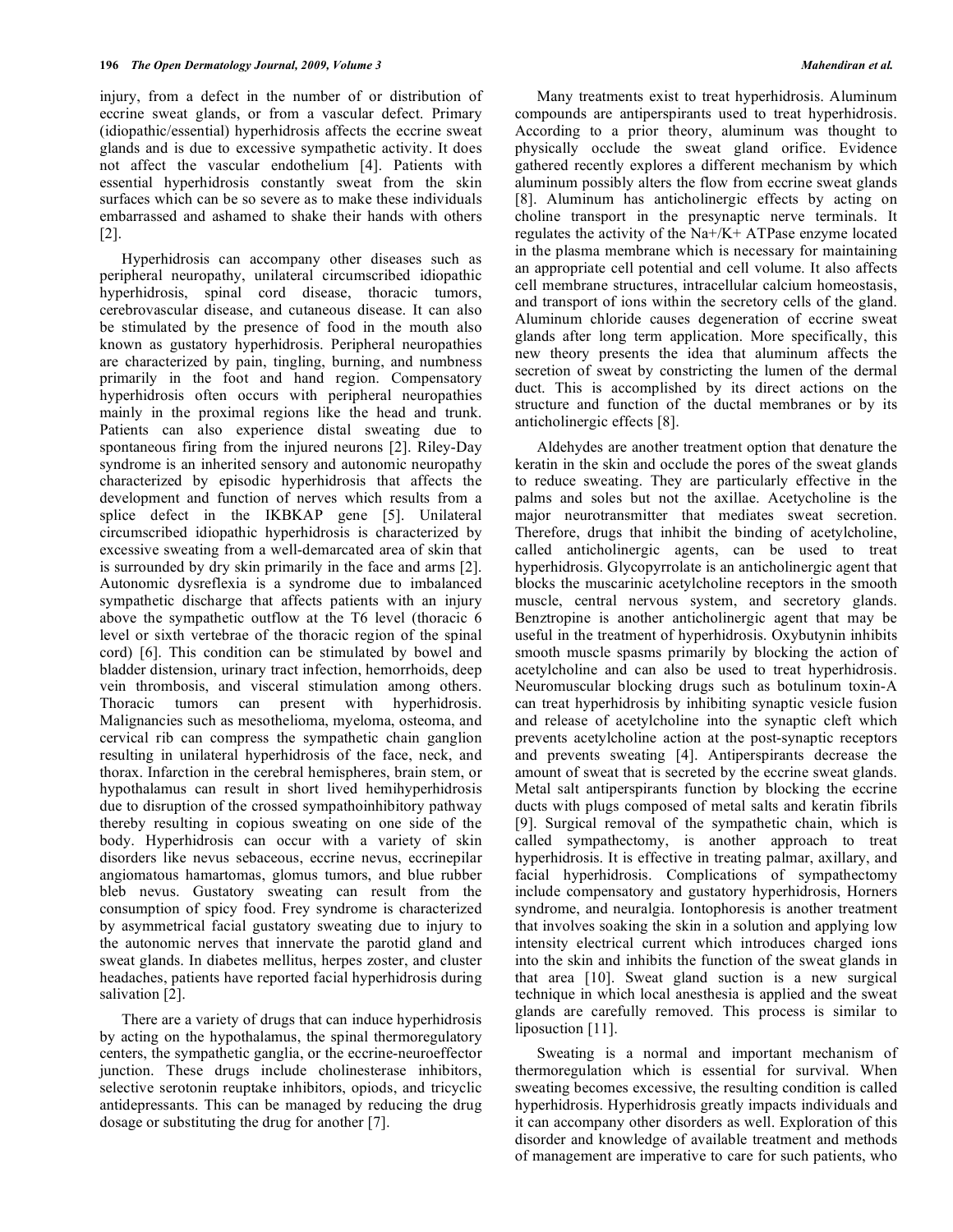injury, from a defect in the number of or distribution of eccrine sweat glands, or from a vascular defect. Primary (idiopathic/essential) hyperhidrosis affects the eccrine sweat glands and is due to excessive sympathetic activity. It does not affect the vascular endothelium [4]. Patients with essential hyperhidrosis constantly sweat from the skin surfaces which can be so severe as to make these individuals embarrassed and ashamed to shake their hands with others [2].

Hyperhidrosis can accompany other diseases such as peripheral neuropathy, unilateral circumscribed idiopathic hyperhidrosis, spinal cord disease, thoracic tumors, cerebrovascular disease, and cutaneous disease. It can also be stimulated by the presence of food in the mouth also known as gustatory hyperhidrosis. Peripheral neuropathies are characterized by pain, tingling, burning, and numbness primarily in the foot and hand region. Compensatory hyperhidrosis often occurs with peripheral neuropathies mainly in the proximal regions like the head and trunk. Patients can also experience distal sweating due to spontaneous firing from the injured neurons [2]. Riley-Day syndrome is an inherited sensory and autonomic neuropathy characterized by episodic hyperhidrosis that affects the development and function of nerves which results from a splice defect in the IKBKAP gene [5]. Unilateral circumscribed idiopathic hyperhidrosis is characterized by excessive sweating from a well-demarcated area of skin that is surrounded by dry skin primarily in the face and arms [2]. Autonomic dysreflexia is a syndrome due to imbalanced sympathetic discharge that affects patients with an injury above the sympathetic outflow at the T6 level (thoracic 6 level or sixth vertebrae of the thoracic region of the spinal cord) [6]. This condition can be stimulated by bowel and bladder distension, urinary tract infection, hemorrhoids, deep vein thrombosis, and visceral stimulation among others. Thoracic tumors can present with hyperhidrosis. Malignancies such as mesothelioma, myeloma, osteoma, and cervical rib can compress the sympathetic chain ganglion resulting in unilateral hyperhidrosis of the face, neck, and thorax. Infarction in the cerebral hemispheres, brain stem, or hypothalamus can result in short lived hemihyperhidrosis due to disruption of the crossed sympathoinhibitory pathway thereby resulting in copious sweating on one side of the body. Hyperhidrosis can occur with a variety of skin disorders like nevus sebaceous, eccrine nevus, eccrinepilar angiomatous hamartomas, glomus tumors, and blue rubber bleb nevus. Gustatory sweating can result from the consumption of spicy food. Frey syndrome is characterized by asymmetrical facial gustatory sweating due to injury to the autonomic nerves that innervate the parotid gland and sweat glands. In diabetes mellitus, herpes zoster, and cluster headaches, patients have reported facial hyperhidrosis during salivation [2].

There are a variety of drugs that can induce hyperhidrosis by acting on the hypothalamus, the spinal thermoregulatory centers, the sympathetic ganglia, or the eccrine-neuroeffector junction. These drugs include cholinesterase inhibitors, selective serotonin reuptake inhibitors, opiods, and tricyclic antidepressants. This can be managed by reducing the drug dosage or substituting the drug for another [7].

Many treatments exist to treat hyperhidrosis. Aluminum compounds are antiperspirants used to treat hyperhidrosis. According to a prior theory, aluminum was thought to physically occlude the sweat gland orifice. Evidence gathered recently explores a different mechanism by which aluminum possibly alters the flow from eccrine sweat glands [8]. Aluminum has anticholinergic effects by acting on choline transport in the presynaptic nerve terminals. It regulates the activity of the $Na^+/K^+$ ATPase enzyme located in the plasma membrane which is necessary for maintaining an appropriate cell potential and cell volume. It also affects cell membrane structures, intracellular calcium homeostasis, and transport of ions within the secretory cells of the gland. Aluminum chloride causes degeneration of eccrine sweat glands after long term application. More specifically, this new theory presents the idea that aluminum affects the secretion of sweat by constricting the lumen of the dermal duct. This is accomplished by its direct actions on the structure and function of the ductal membranes or by its anticholinergic effects [8].

Aldehydes are another treatment option that denature the keratin in the skin and occlude the pores of the sweat glands to reduce sweating. They are particularly effective in the palms and soles but not the axillae. Acetycholine is the major neurotransmitter that mediates sweat secretion. Therefore, drugs that inhibit the binding of acetylcholine, called anticholinergic agents, can be used to treat hyperhidrosis. Glycopyrrolate is an anticholinergic agent that blocks the muscarinic acetylcholine receptors in the smooth muscle, central nervous system, and secretory glands. Benztropine is another anticholinergic agent that may be useful in the treatment of hyperhidrosis. Oxybutynin inhibits smooth muscle spasms primarily by blocking the action of acetylcholine and can also be used to treat hyperhidrosis. Neuromuscular blocking drugs such as botulinum toxin-A can treat hyperhidrosis by inhibiting synaptic vesicle fusion and release of acetylcholine into the synaptic cleft which prevents acetylcholine action at the post-synaptic receptors and prevents sweating [4]. Antiperspirants decrease the amount of sweat that is secreted by the eccrine sweat glands. Metal salt antiperspirants function by blocking the eccrine ducts with plugs composed of metal salts and keratin fibrils [9]. Surgical removal of the sympathetic chain, which is called sympathectomy, is another approach to treat hyperhidrosis. It is effective in treating palmar, axillary, and facial hyperhidrosis. Complications of sympathectomy include compensatory and gustatory hyperhidrosis, Horners syndrome, and neuralgia. Iontophoresis is another treatment that involves soaking the skin in a solution and applying low intensity electrical current which introduces charged ions into the skin and inhibits the function of the sweat glands in that area [10]. Sweat gland suction is a new surgical technique in which local anesthesia is applied and the sweat glands are carefully removed. This process is similar to liposuction [11].

Sweating is a normal and important mechanism of thermoregulation which is essential for survival. When sweating becomes excessive, the resulting condition is called hyperhidrosis. Hyperhidrosis greatly impacts individuals and it can accompany other disorders as well. Exploration of this disorder and knowledge of available treatment and methods of management are imperative to care for such patients, who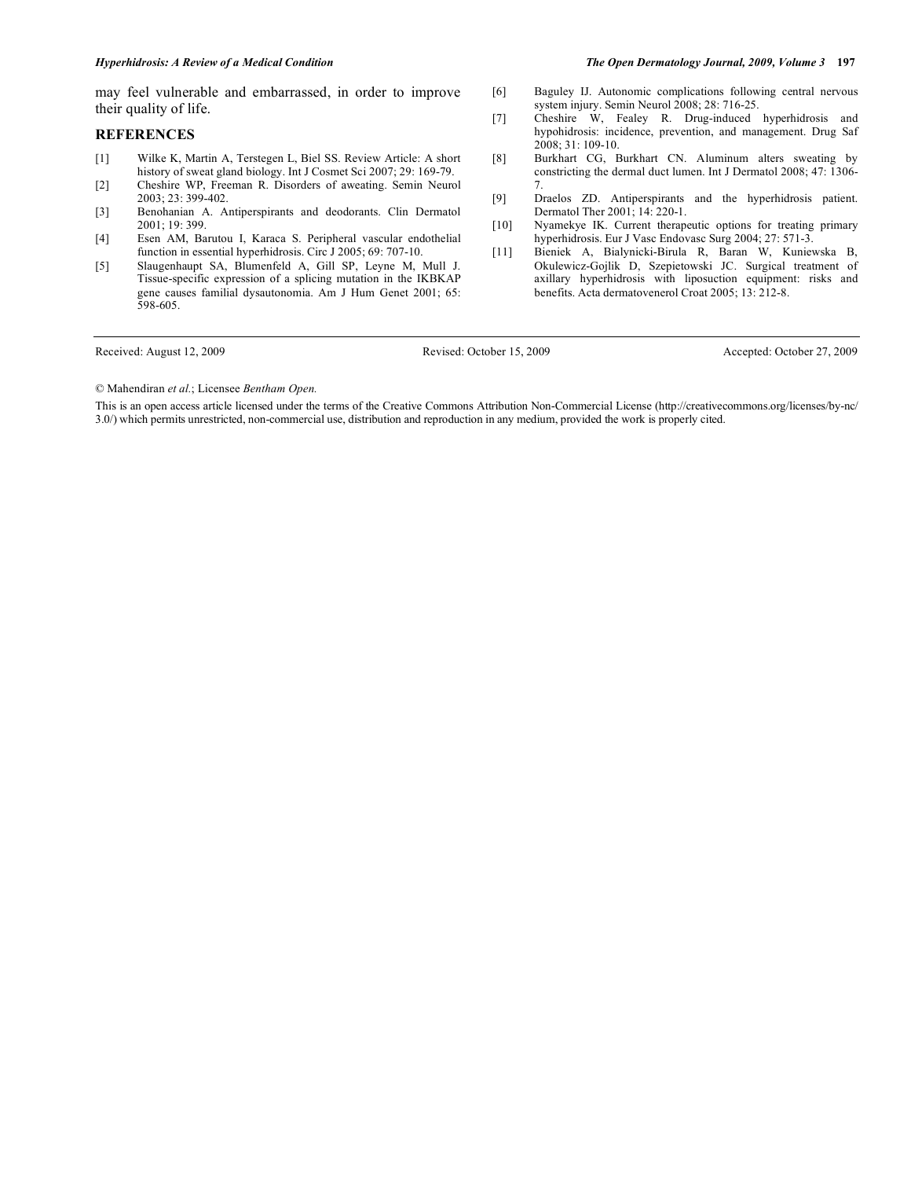may feel vulnerable and embarrassed, in order to improve their quality of life.

## REFERENCES

[1] Wilke K, Martin A, Terstegen L, Biel SS. Review Article: A short history of sweat gland biology. Int J Cosmet Sci 2007; 29: 169-79.

[2] Cheshire WP, Freeman R. Disorders of aweating. Semin Neurol 2003; 23: 399-402.

[3] Benohanian A. Antiperspirants and deodorants. Clin Dermatol 2001; 19: 399.

[4] Esen AM, Barutou I, Karaca S. Peripheral vascular endothelial function in essential hyperhidrosis. Circ J 2005; 69: 707-10.

[5] Slaugenhaupt SA, Blumenfeld A, Gill SP, Leyne M, Mull J. Tissue-specific expression of a splicing mutation in the IKBKAP gene causes familial dysautonomia. Am J Hum Genet 2001; 65: 598-605.

[6] Baguley IJ. Autonomic complications following central nervous system injury. Semin Neurol 2008; 28: 716-25.

[7] Cheshire W, Fealey R. Drug-induced hyperhidrosis and hypohidrosis: incidence, prevention, and management. Drug Saf 2008; 31: 109-10.

[8] Burkhart CG, Burkhart CN. Aluminum alters sweating by constricting the dermal duct lumen. Int J Dermatol 2008; 47: 1306-7.

[9] Draelos ZD. Antiperspirants and the hyperhidrosis patient. Dermatol Ther 2001; 14: 220-1.

[10] Nyamekye IK. Current therapeutic options for treating primary hyperhidrosis. Eur J Vasc Endovasc Surg 2004; 27: 571-3.

[11] Bieniek A, Bialynicki-Birula R, Baran W, Kuniewska B, Okulewicz-Gojlik D, Szepietowski JC. Surgical treatment of axillary hyperhidrosis with liposuction equipment: risks and benefits. Acta dermatovenerol Croat 2005; 13: 212-8.

Received: August 12, 2009 Revised: October 15, 2009 Accepted: October 27, 2009

© Mahendiran *et al.*; Licensee *Bentham Open.*

This is an open access article licensed under the terms of the Creative Commons Attribution Non-Commercial License (http://creativecommons.org/licenses/by-nc/3.0/) which permits unrestricted, non-commercial use, distribution and reproduction in any medium, provided the work is properly cited.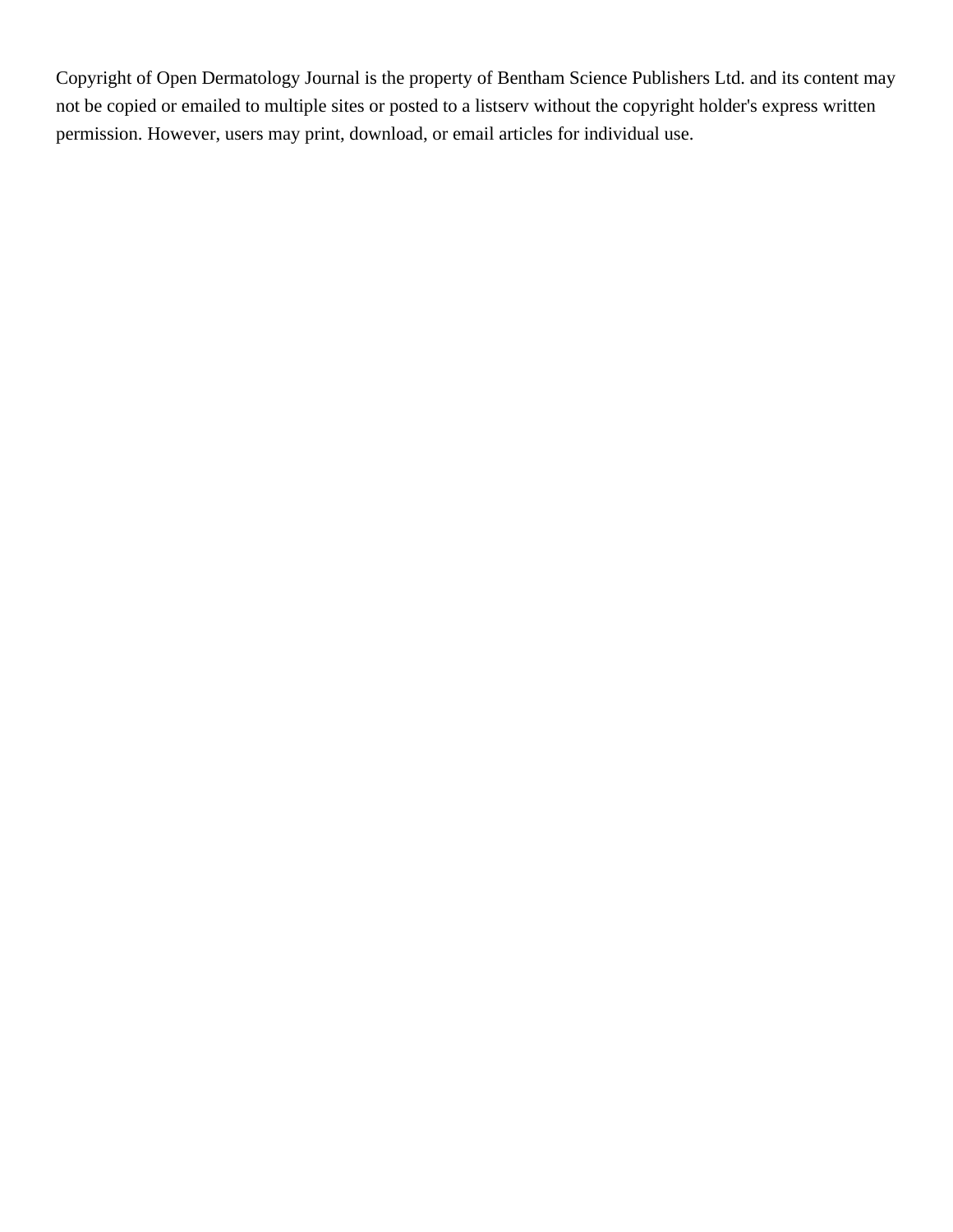Copyright of Open Dermatology Journal is the property of Bentham Science Publishers Ltd. and its content may not be copied or emailed to multiple sites or posted to a listserv without the copyright holder's express written permission. However, users may print, download, or email articles for individual use.